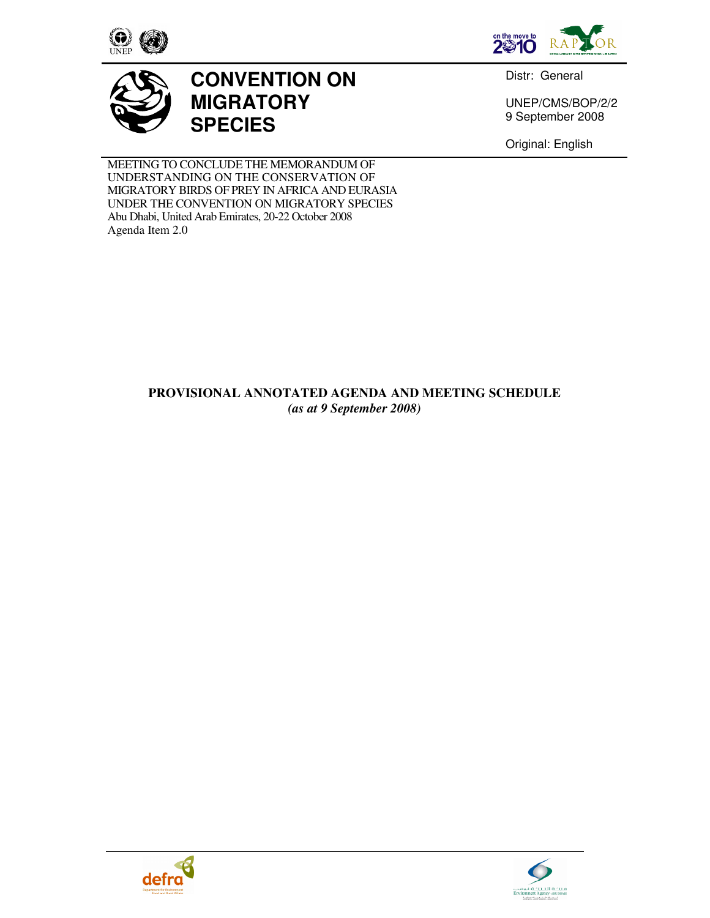# CONVENTION ON MIGRATORY SPECIES

Distr: General

UNEP/CMS/BOP/2/2
9 September 2008

Original: English

MEETING TO CONCLUDE THE MEMORANDUM OF UNDERSTANDING ON THE CONSERVATION OF MIGRATORY BIRDS OF PREY IN AFRICA AND EURASIA UNDER THE CONVENTION ON MIGRATORY SPECIES
Abu Dhabi, United Arab Emirates, 20-22 October 2008
Agenda Item 2.0

**PROVISIONAL ANNOTATED AGENDA AND MEETING SCHEDULE**
***(as at 9 September 2008)***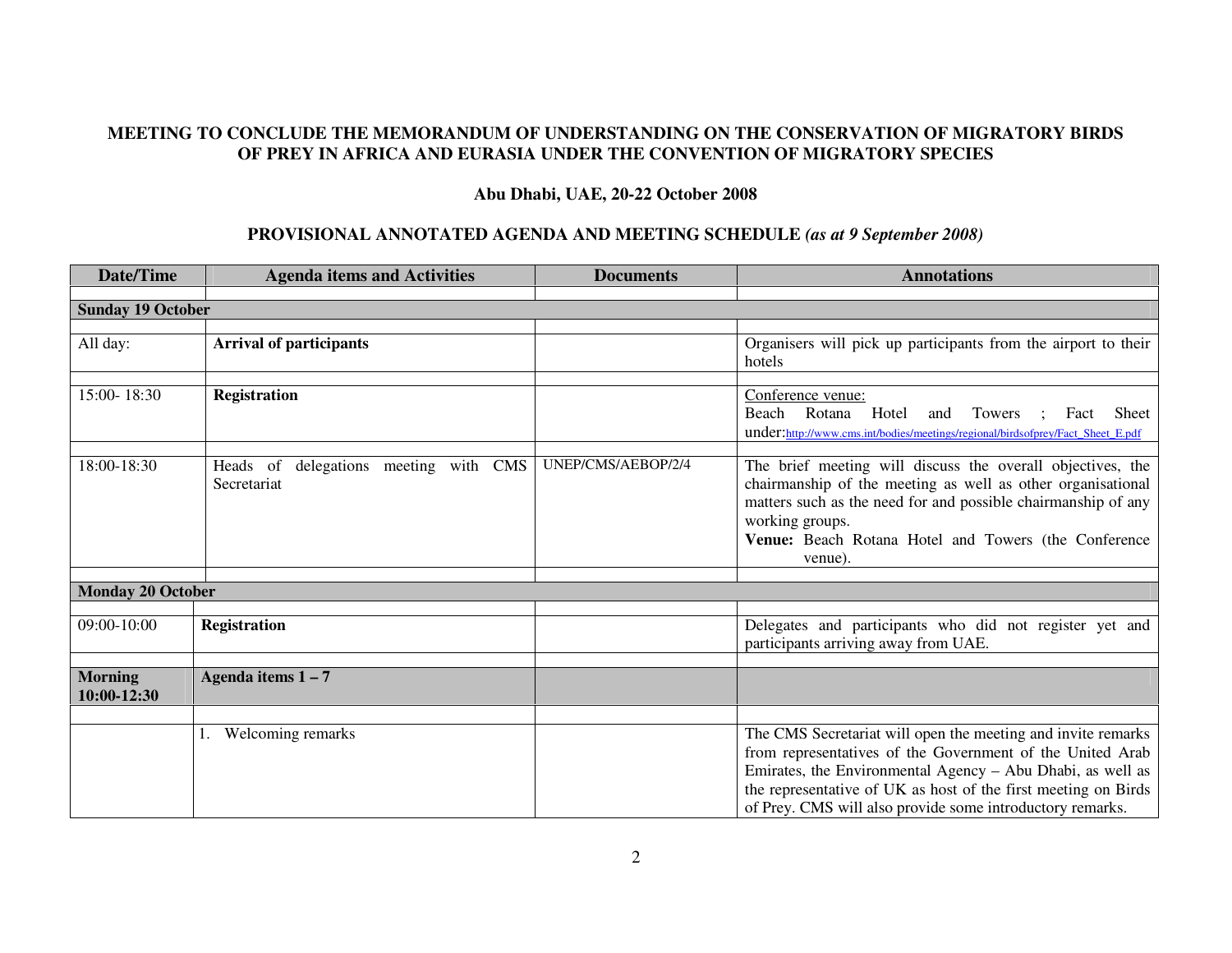**MEETING TO CONCLUDE THE MEMORANDUM OF UNDERSTANDING ON THE CONSERVATION OF MIGRATORY BIRDS OF PREY IN AFRICA AND EURASIA UNDER THE CONVENTION OF MIGRATORY SPECIES**

**Abu Dhabi, UAE, 20-22 October 2008**

**PROVISIONAL ANNOTATED AGENDA AND MEETING SCHEDULE** ***(as at 9 September 2008)***

| Date/Time | Agenda items and Activities | Documents | Annotations |
|---|---|---|---|
| **Sunday 19 October** | | | |
| All day: | **Arrival of participants** | | Organisers will pick up participants from the airport to their hotels |
| 15:00- 18:30 | **Registration** | | Conference venue: Beach Rotana Hotel and Towers ; Fact Sheet under:http://www.cms.int/bodies/meetings/regional/birdsofprey/Fact_Sheet_E.pdf |
| 18:00-18:30 | Heads of delegations meeting with CMS Secretariat | UNEP/CMS/AEBOP/2/4 | The brief meeting will discuss the overall objectives, the chairmanship of the meeting as well as other organisational matters such as the need for and possible chairmanship of any working groups. **Venue:** Beach Rotana Hotel and Towers (the Conference venue). |
| **Monday 20 October** | | | |
| 09:00-10:00 | **Registration** | | Delegates and participants who did not register yet and participants arriving away from UAE. |
| **Morning 10:00-12:30** | **Agenda items 1 – 7** | | |
| | 1. Welcoming remarks | | The CMS Secretariat will open the meeting and invite remarks from representatives of the Government of the United Arab Emirates, the Environmental Agency – Abu Dhabi, as well as the representative of UK as host of the first meeting on Birds of Prey. CMS will also provide some introductory remarks. |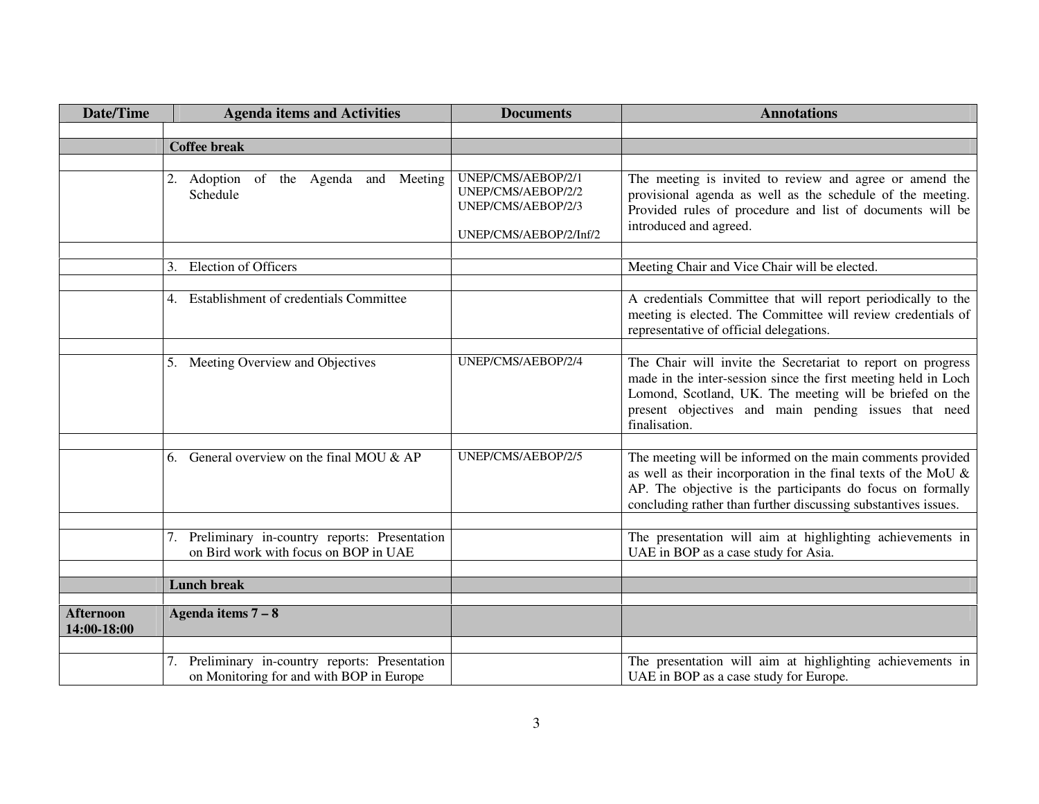| Date/Time | Agenda items and Activities | Documents | Annotations |
|---|---|---|---|
| | | | |
| | **Coffee break** | | |
| | | | |
| | 2. Adoption of the Agenda and Meeting Schedule | UNEP/CMS/AEBOP/2/1<br>UNEP/CMS/AEBOP/2/2<br>UNEP/CMS/AEBOP/2/3<br><br>UNEP/CMS/AEBOP/2/Inf/2 | The meeting is invited to review and agree or amend the provisional agenda as well as the schedule of the meeting. Provided rules of procedure and list of documents will be introduced and agreed. |
| | | | |
| | 3. Election of Officers | | Meeting Chair and Vice Chair will be elected. |
| | | | |
| | 4. Establishment of credentials Committee | | A credentials Committee that will report periodically to the meeting is elected. The Committee will review credentials of representative of official delegations. |
| | | | |
| | 5. Meeting Overview and Objectives | UNEP/CMS/AEBOP/2/4 | The Chair will invite the Secretariat to report on progress made in the inter-session since the first meeting held in Loch Lomond, Scotland, UK. The meeting will be briefed on the present objectives and main pending issues that need finalisation. |
| | | | |
| | 6. General overview on the final MOU & AP | UNEP/CMS/AEBOP/2/5 | The meeting will be informed on the main comments provided as well as their incorporation in the final texts of the MoU & AP. The objective is the participants do focus on formally concluding rather than further discussing substantives issues. |
| | | | |
| | 7. Preliminary in-country reports: Presentation on Bird work with focus on BOP in UAE | | The presentation will aim at highlighting achievements in UAE in BOP as a case study for Asia. |
| | | | |
| | **Lunch break** | | |
| | | | |
| **Afternoon 14:00-18:00** | **Agenda items 7 – 8** | | |
| | | | |
| | 7. Preliminary in-country reports: Presentation on Monitoring for and with BOP in Europe | | The presentation will aim at highlighting achievements in UAE in BOP as a case study for Europe. |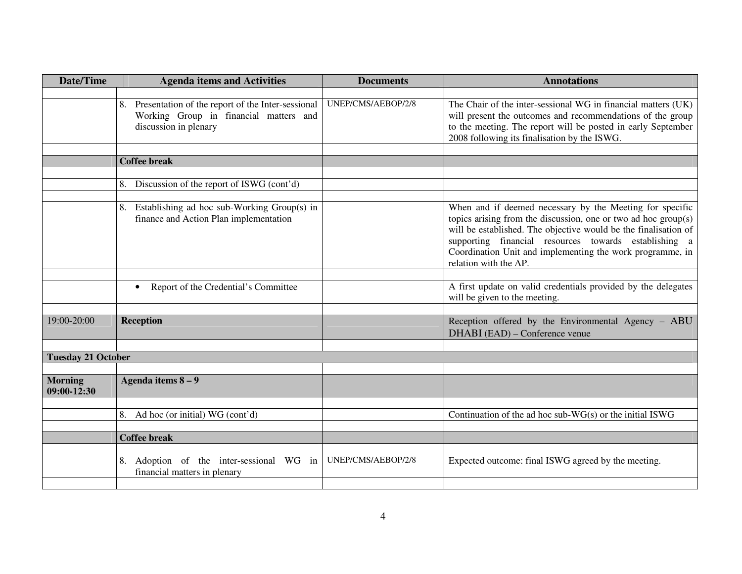| Date/Time | Agenda items and Activities | Documents | Annotations |
|---|---|---|---|
| | | | |
| | 8. Presentation of the report of the Inter-sessional Working Group in financial matters and discussion in plenary | UNEP/CMS/AEBOP/2/8 | The Chair of the inter-sessional WG in financial matters (UK) will present the outcomes and recommendations of the group to the meeting. The report will be posted in early September 2008 following its finalisation by the ISWG. |
| | | | |
| | **Coffee break** | | |
| | | | |
| | 8. Discussion of the report of ISWG (cont'd) | | |
| | | | |
| | 8. Establishing ad hoc sub-Working Group(s) in finance and Action Plan implementation | | When and if deemed necessary by the Meeting for specific topics arising from the discussion, one or two ad hoc group(s) will be established. The objective would be the finalisation of supporting financial resources towards establishing a Coordination Unit and implementing the work programme, in relation with the AP. |
| | | | |
| | • Report of the Credential's Committee | | A first update on valid credentials provided by the delegates will be given to the meeting. |
| | | | |
| 19:00-20:00 | **Reception** | | Reception offered by the Environmental Agency – ABU DHABI (EAD) – Conference venue |
| | | | |
| **Tuesday 21 October** | | | |
| | | | |
| **Morning 09:00-12:30** | **Agenda items 8 – 9** | | |
| | | | |
| | 8. Ad hoc (or initial) WG (cont'd) | | Continuation of the ad hoc sub-WG(s) or the initial ISWG |
| | | | |
| | **Coffee break** | | |
| | | | |
| | 8. Adoption of the inter-sessional WG in financial matters in plenary | UNEP/CMS/AEBOP/2/8 | Expected outcome: final ISWG agreed by the meeting. |
| | | | |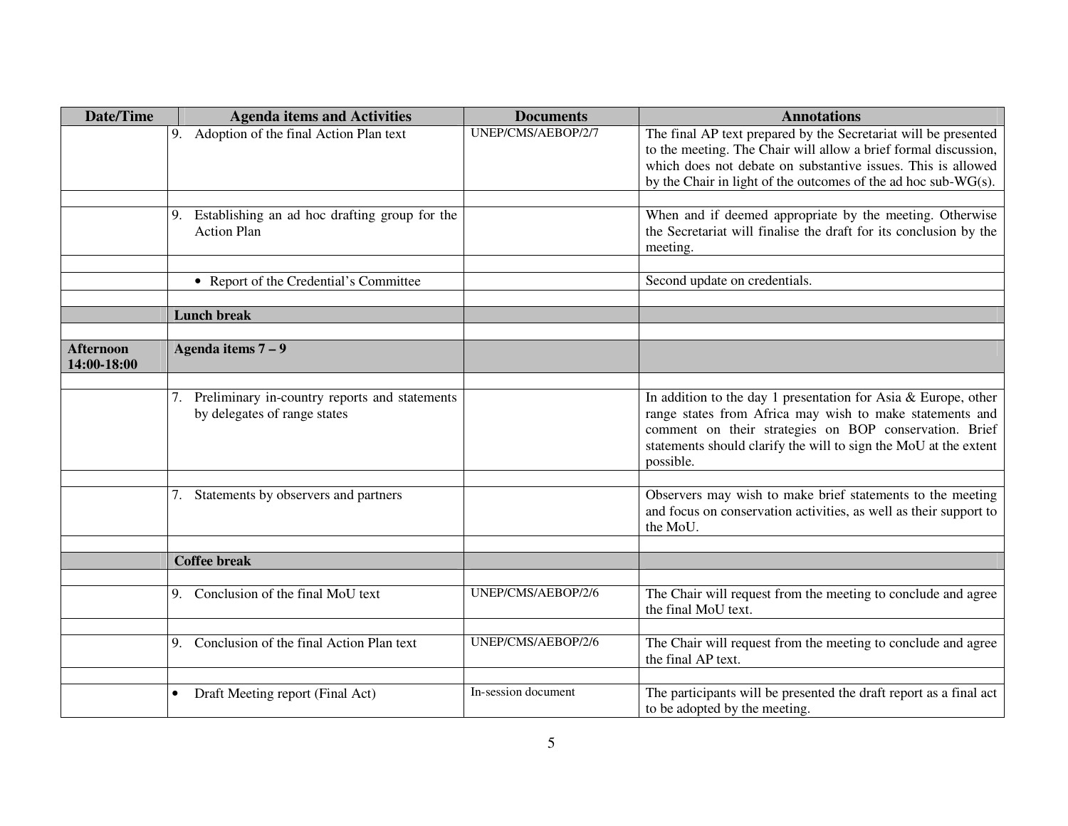| Date/Time | Agenda items and Activities | Documents | Annotations |
|---|---|---|---|
| | 9. Adoption of the final Action Plan text | UNEP/CMS/AEBOP/2/7 | The final AP text prepared by the Secretariat will be presented to the meeting. The Chair will allow a brief formal discussion, which does not debate on substantive issues. This is allowed by the Chair in light of the outcomes of the ad hoc sub-WG(s). |
| | | | |
| | 9. Establishing an ad hoc drafting group for the Action Plan | | When and if deemed appropriate by the meeting. Otherwise the Secretariat will finalise the draft for its conclusion by the meeting. |
| | | | |
| | • Report of the Credential's Committee | | Second update on credentials. |
| | | | |
| | **Lunch break** | | |
| | | | |
| **Afternoon 14:00-18:00** | **Agenda items 7 – 9** | | |
| | | | |
| | 7. Preliminary in-country reports and statements by delegates of range states | | In addition to the day 1 presentation for Asia & Europe, other range states from Africa may wish to make statements and comment on their strategies on BOP conservation. Brief statements should clarify the will to sign the MoU at the extent possible. |
| | | | |
| | 7. Statements by observers and partners | | Observers may wish to make brief statements to the meeting and focus on conservation activities, as well as their support to the MoU. |
| | | | |
| | **Coffee break** | | |
| | | | |
| | 9. Conclusion of the final MoU text | UNEP/CMS/AEBOP/2/6 | The Chair will request from the meeting to conclude and agree the final MoU text. |
| | | | |
| | 9. Conclusion of the final Action Plan text | UNEP/CMS/AEBOP/2/6 | The Chair will request from the meeting to conclude and agree the final AP text. |
| | | | |
| | • Draft Meeting report (Final Act) | In-session document | The participants will be presented the draft report as a final act to be adopted by the meeting. |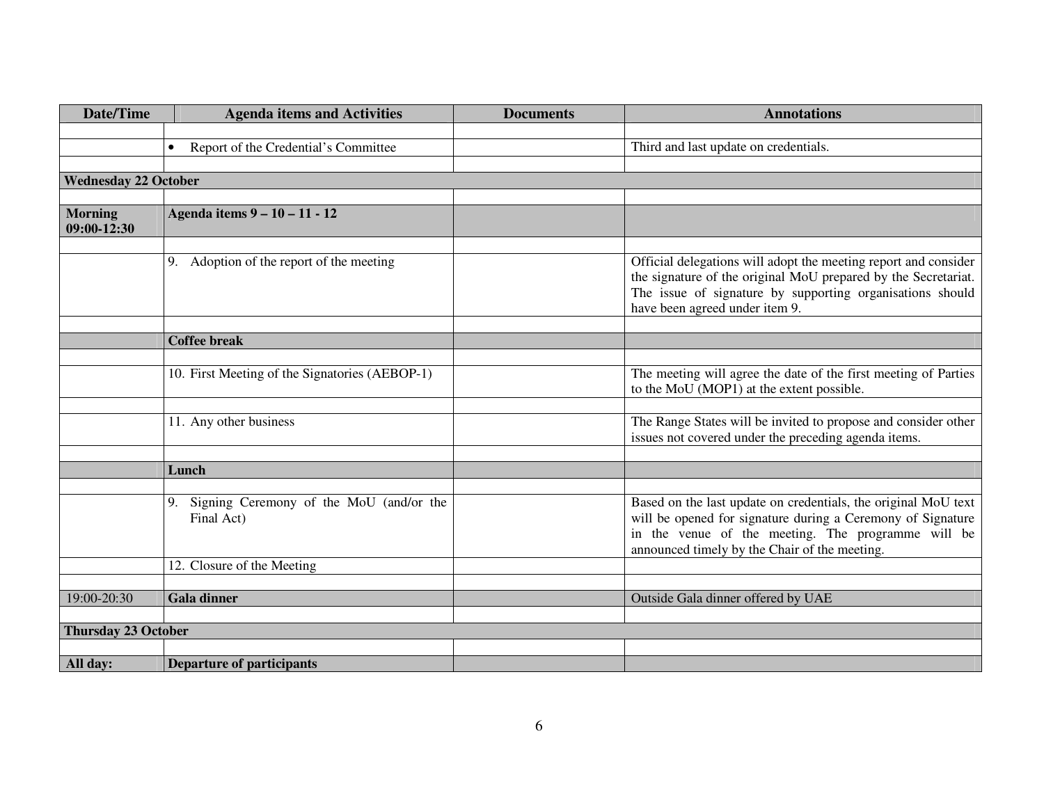| Date/Time | Agenda items and Activities | Documents | Annotations |
|---|---|---|---|
| | | | |
| | • Report of the Credential's Committee | | Third and last update on credentials. |
| | | | |
| **Wednesday 22 October** | | | |
| | | | |
| **Morning 09:00-12:30** | **Agenda items 9 – 10 – 11 - 12** | | |
| | | | |
| | 9. Adoption of the report of the meeting | | Official delegations will adopt the meeting report and consider the signature of the original MoU prepared by the Secretariat. The issue of signature by supporting organisations should have been agreed under item 9. |
| | | | |
| | **Coffee break** | | |
| | | | |
| | 10. First Meeting of the Signatories (AEBOP-1) | | The meeting will agree the date of the first meeting of Parties to the MoU (MOP1) at the extent possible. |
| | | | |
| | 11. Any other business | | The Range States will be invited to propose and consider other issues not covered under the preceding agenda items. |
| | | | |
| | **Lunch** | | |
| | | | |
| | 9. Signing Ceremony of the MoU (and/or the Final Act) | | Based on the last update on credentials, the original MoU text will be opened for signature during a Ceremony of Signature in the venue of the meeting. The programme will be announced timely by the Chair of the meeting. |
| | 12. Closure of the Meeting | | |
| | | | |
| 19:00-20:30 | **Gala dinner** | | Outside Gala dinner offered by UAE |
| | | | |
| **Thursday 23 October** | | | |
| | | | |
| **All day:** | **Departure of participants** | | |